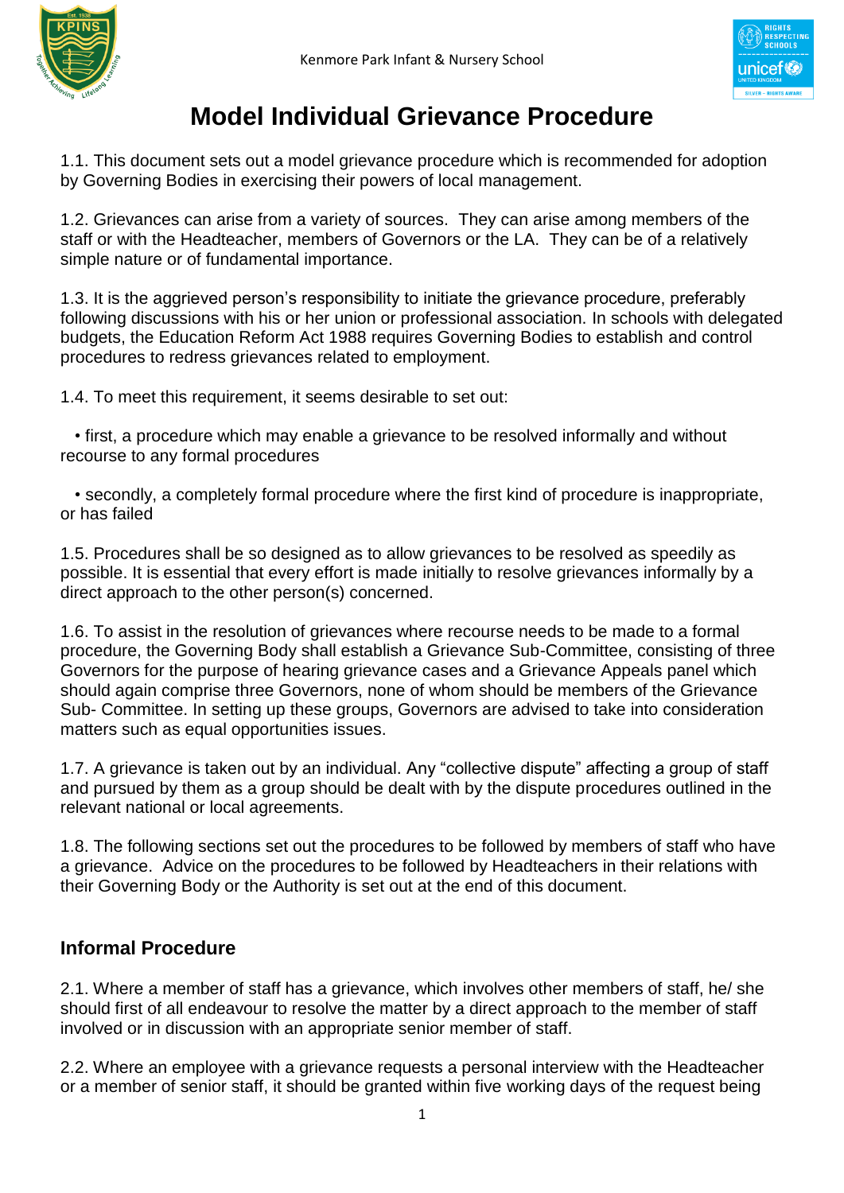# Model Individual Grievance Procedure

1.1. This document sets out a model grievance procedure which is recommended for adoption by Governing Bodies in exercising their powers of local management.

1.2. Grievances can arise from a variety of sources. They can arise among members of the staff or with the Headteacher, members of Governors or the LA. They can be of a relatively simple nature or of fundamental importance.

1.3. It is the aggrieved person's responsibility to initiate the grievance procedure, preferably following discussions with his or her union or professional association. In schools with delegated budgets, the Education Reform Act 1988 requires Governing Bodies to establish and control procedures to redress grievances related to employment.

1.4. To meet this requirement, it seems desirable to set out:

- first, a procedure which may enable a grievance to be resolved informally and without recourse to any formal procedures
- secondly, a completely formal procedure where the first kind of procedure is inappropriate, or has failed

1.5. Procedures shall be so designed as to allow grievances to be resolved as speedily as possible. It is essential that every effort is made initially to resolve grievances informally by a direct approach to the other person(s) concerned.

1.6. To assist in the resolution of grievances where recourse needs to be made to a formal procedure, the Governing Body shall establish a Grievance Sub-Committee, consisting of three Governors for the purpose of hearing grievance cases and a Grievance Appeals panel which should again comprise three Governors, none of whom should be members of the Grievance Sub- Committee. In setting up these groups, Governors are advised to take into consideration matters such as equal opportunities issues.

1.7. A grievance is taken out by an individual. Any "collective dispute" affecting a group of staff and pursued by them as a group should be dealt with by the dispute procedures outlined in the relevant national or local agreements.

1.8. The following sections set out the procedures to be followed by members of staff who have a grievance. Advice on the procedures to be followed by Headteachers in their relations with their Governing Body or the Authority is set out at the end of this document.

## Informal Procedure

2.1. Where a member of staff has a grievance, which involves other members of staff, he/ she should first of all endeavour to resolve the matter by a direct approach to the member of staff involved or in discussion with an appropriate senior member of staff.

2.2. Where an employee with a grievance requests a personal interview with the Headteacher or a member of senior staff, it should be granted within five working days of the request being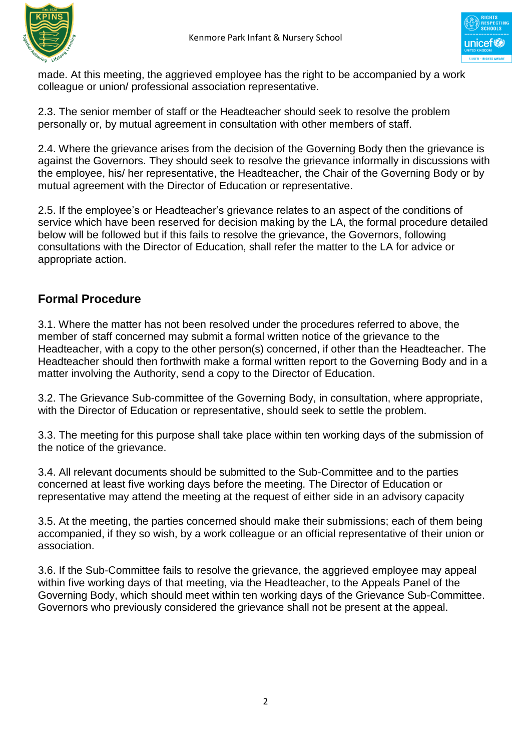made. At this meeting, the aggrieved employee has the right to be accompanied by a work colleague or union/ professional association representative.

2.3. The senior member of staff or the Headteacher should seek to resolve the problem personally or, by mutual agreement in consultation with other members of staff.

2.4. Where the grievance arises from the decision of the Governing Body then the grievance is against the Governors. They should seek to resolve the grievance informally in discussions with the employee, his/ her representative, the Headteacher, the Chair of the Governing Body or by mutual agreement with the Director of Education or representative.

2.5. If the employee's or Headteacher's grievance relates to an aspect of the conditions of service which have been reserved for decision making by the LA, the formal procedure detailed below will be followed but if this fails to resolve the grievance, the Governors, following consultations with the Director of Education, shall refer the matter to the LA for advice or appropriate action.

## Formal Procedure

3.1. Where the matter has not been resolved under the procedures referred to above, the member of staff concerned may submit a formal written notice of the grievance to the Headteacher, with a copy to the other person(s) concerned, if other than the Headteacher. The Headteacher should then forthwith make a formal written report to the Governing Body and in a matter involving the Authority, send a copy to the Director of Education.

3.2. The Grievance Sub-committee of the Governing Body, in consultation, where appropriate, with the Director of Education or representative, should seek to settle the problem.

3.3. The meeting for this purpose shall take place within ten working days of the submission of the notice of the grievance.

3.4. All relevant documents should be submitted to the Sub-Committee and to the parties concerned at least five working days before the meeting. The Director of Education or representative may attend the meeting at the request of either side in an advisory capacity

3.5. At the meeting, the parties concerned should make their submissions; each of them being accompanied, if they so wish, by a work colleague or an official representative of their union or association.

3.6. If the Sub-Committee fails to resolve the grievance, the aggrieved employee may appeal within five working days of that meeting, via the Headteacher, to the Appeals Panel of the Governing Body, which should meet within ten working days of the Grievance Sub-Committee. Governors who previously considered the grievance shall not be present at the appeal.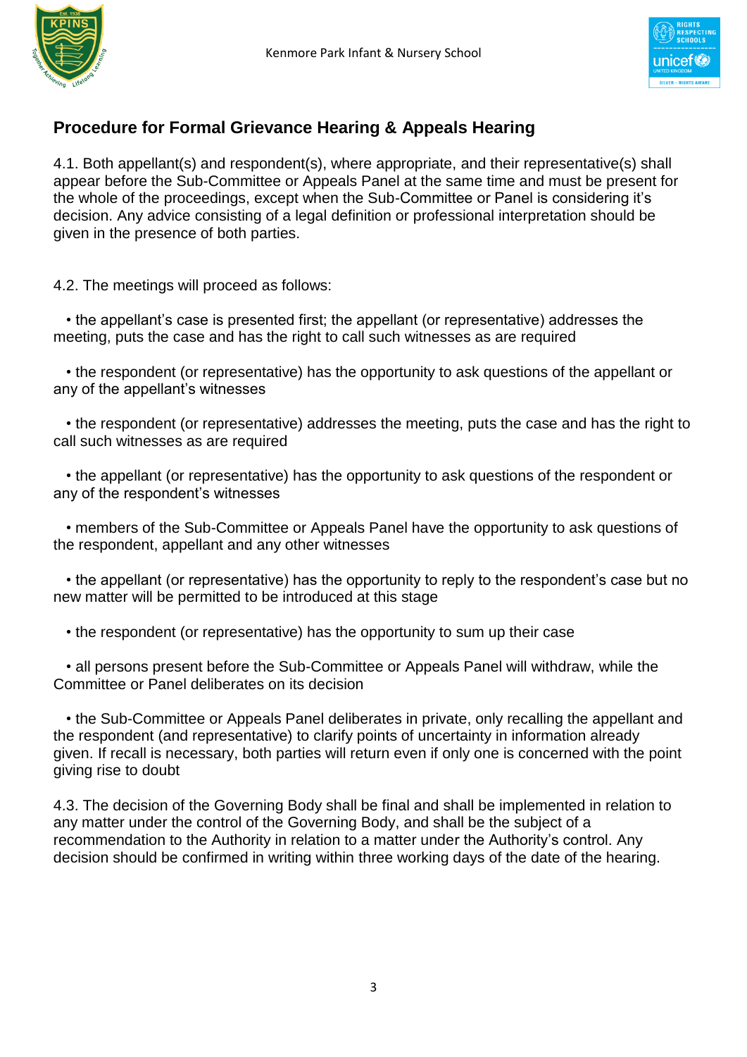## Procedure for Formal Grievance Hearing & Appeals Hearing

4.1. Both appellant(s) and respondent(s), where appropriate, and their representative(s) shall appear before the Sub-Committee or Appeals Panel at the same time and must be present for the whole of the proceedings, except when the Sub-Committee or Panel is considering it's decision. Any advice consisting of a legal definition or professional interpretation should be given in the presence of both parties.

4.2. The meetings will proceed as follows:

- the appellant's case is presented first; the appellant (or representative) addresses the meeting, puts the case and has the right to call such witnesses as are required
- the respondent (or representative) has the opportunity to ask questions of the appellant or any of the appellant's witnesses
- the respondent (or representative) addresses the meeting, puts the case and has the right to call such witnesses as are required
- the appellant (or representative) has the opportunity to ask questions of the respondent or any of the respondent's witnesses
- members of the Sub-Committee or Appeals Panel have the opportunity to ask questions of the respondent, appellant and any other witnesses
- the appellant (or representative) has the opportunity to reply to the respondent's case but no new matter will be permitted to be introduced at this stage
- the respondent (or representative) has the opportunity to sum up their case
- all persons present before the Sub-Committee or Appeals Panel will withdraw, while the Committee or Panel deliberates on its decision
- the Sub-Committee or Appeals Panel deliberates in private, only recalling the appellant and the respondent (and representative) to clarify points of uncertainty in information already given. If recall is necessary, both parties will return even if only one is concerned with the point giving rise to doubt

4.3. The decision of the Governing Body shall be final and shall be implemented in relation to any matter under the control of the Governing Body, and shall be the subject of a recommendation to the Authority in relation to a matter under the Authority's control. Any decision should be confirmed in writing within three working days of the date of the hearing.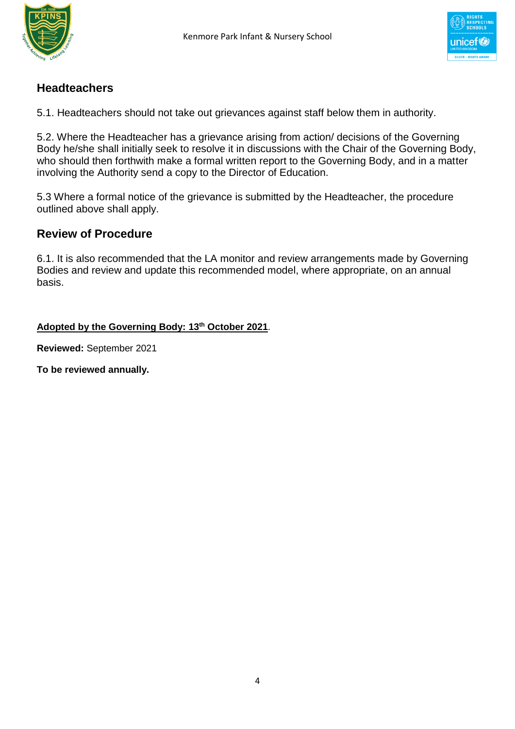## Headteachers

5.1. Headteachers should not take out grievances against staff below them in authority.

5.2. Where the Headteacher has a grievance arising from action/ decisions of the Governing Body he/she shall initially seek to resolve it in discussions with the Chair of the Governing Body, who should then forthwith make a formal written report to the Governing Body, and in a matter involving the Authority send a copy to the Director of Education.

5.3 Where a formal notice of the grievance is submitted by the Headteacher, the procedure outlined above shall apply.

## Review of Procedure

6.1. It is also recommended that the LA monitor and review arrangements made by Governing Bodies and review and update this recommended model, where appropriate, on an annual basis.

**Adopted by the Governing Body: 13th October 2021**.

**Reviewed:** September 2021

**To be reviewed annually.**